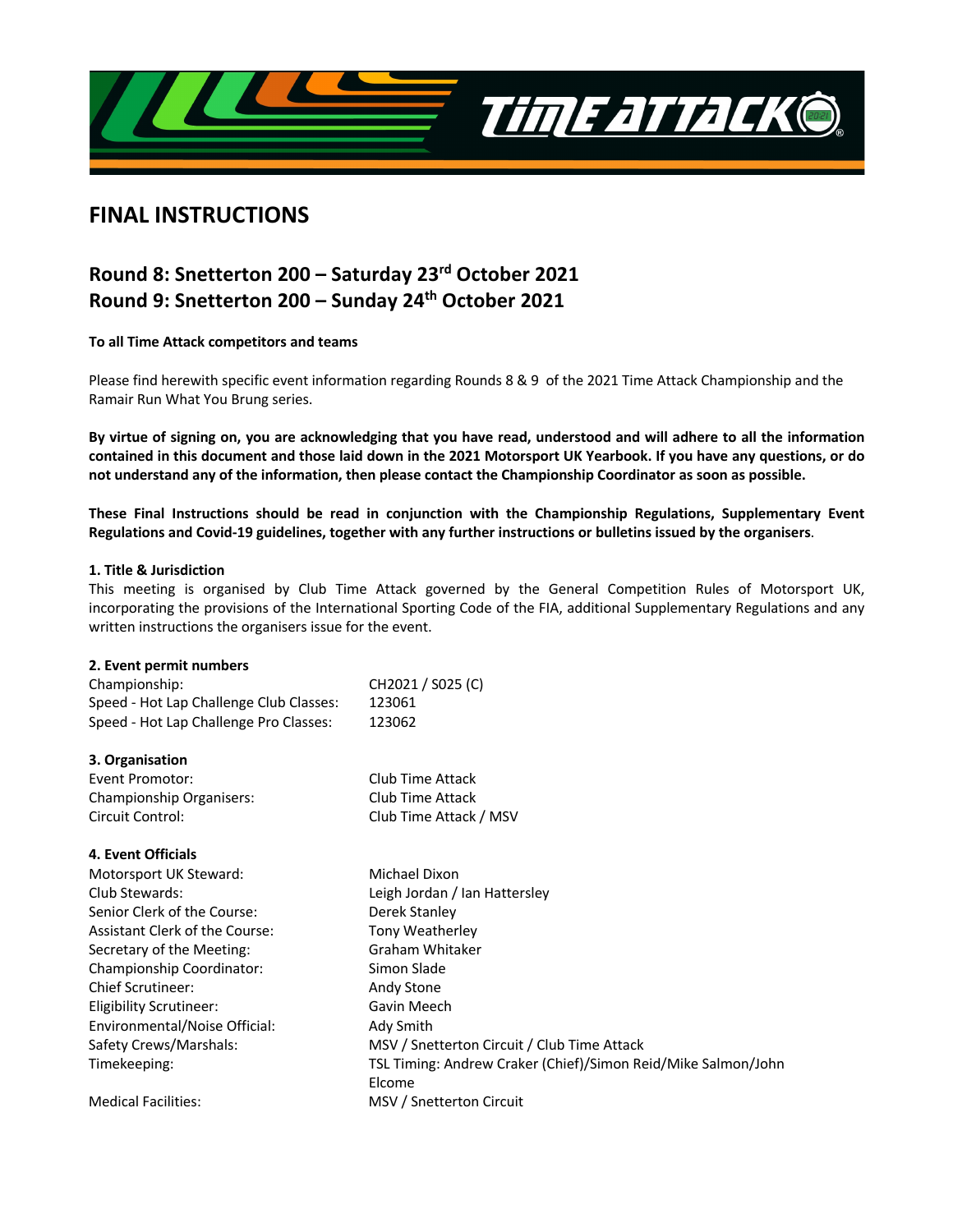# FINAL INSTRUCTIONS

## Round 8: Snetterton 200 – Saturday 23rd October 2021
## Round 9: Snetterton 200 – Sunday 24th October 2021

**To all Time Attack competitors and teams**

Please find herewith specific event information regarding Rounds 8 & 9 of the 2021 Time Attack Championship and the Ramair Run What You Brung series.

**By virtue of signing on, you are acknowledging that you have read, understood and will adhere to all the information contained in this document and those laid down in the 2021 Motorsport UK Yearbook. If you have any questions, or do not understand any of the information, then please contact the Championship Coordinator as soon as possible.**

**These Final Instructions should be read in conjunction with the Championship Regulations, Supplementary Event Regulations and Covid-19 guidelines, together with any further instructions or bulletins issued by the organisers**.

**1. Title & Jurisdiction**

This meeting is organised by Club Time Attack governed by the General Competition Rules of Motorsport UK, incorporating the provisions of the International Sporting Code of the FIA, additional Supplementary Regulations and any written instructions the organisers issue for the event.

**2. Event permit numbers**

| | |
|---|---|
| Championship: | CH2021 / S025 (C) |
| Speed - Hot Lap Challenge Club Classes: | 123061 |
| Speed - Hot Lap Challenge Pro Classes: | 123062 |

**3. Organisation**

| | |
|---|---|
| Event Promotor: | Club Time Attack |
| Championship Organisers: | Club Time Attack |
| Circuit Control: | Club Time Attack / MSV |

**4. Event Officials**

| | |
|---|---|
| Motorsport UK Steward: | Michael Dixon |
| Club Stewards: | Leigh Jordan / Ian Hattersley |
| Senior Clerk of the Course: | Derek Stanley |
| Assistant Clerk of the Course: | Tony Weatherley |
| Secretary of the Meeting: | Graham Whitaker |
| Championship Coordinator: | Simon Slade |
| Chief Scrutineer: | Andy Stone |
| Eligibility Scrutineer: | Gavin Meech |
| Environmental/Noise Official: | Ady Smith |
| Safety Crews/Marshals: | MSV / Snetterton Circuit / Club Time Attack |
| Timekeeping: | TSL Timing: Andrew Craker (Chief)/Simon Reid/Mike Salmon/John Elcome |
| Medical Facilities: | MSV / Snetterton Circuit |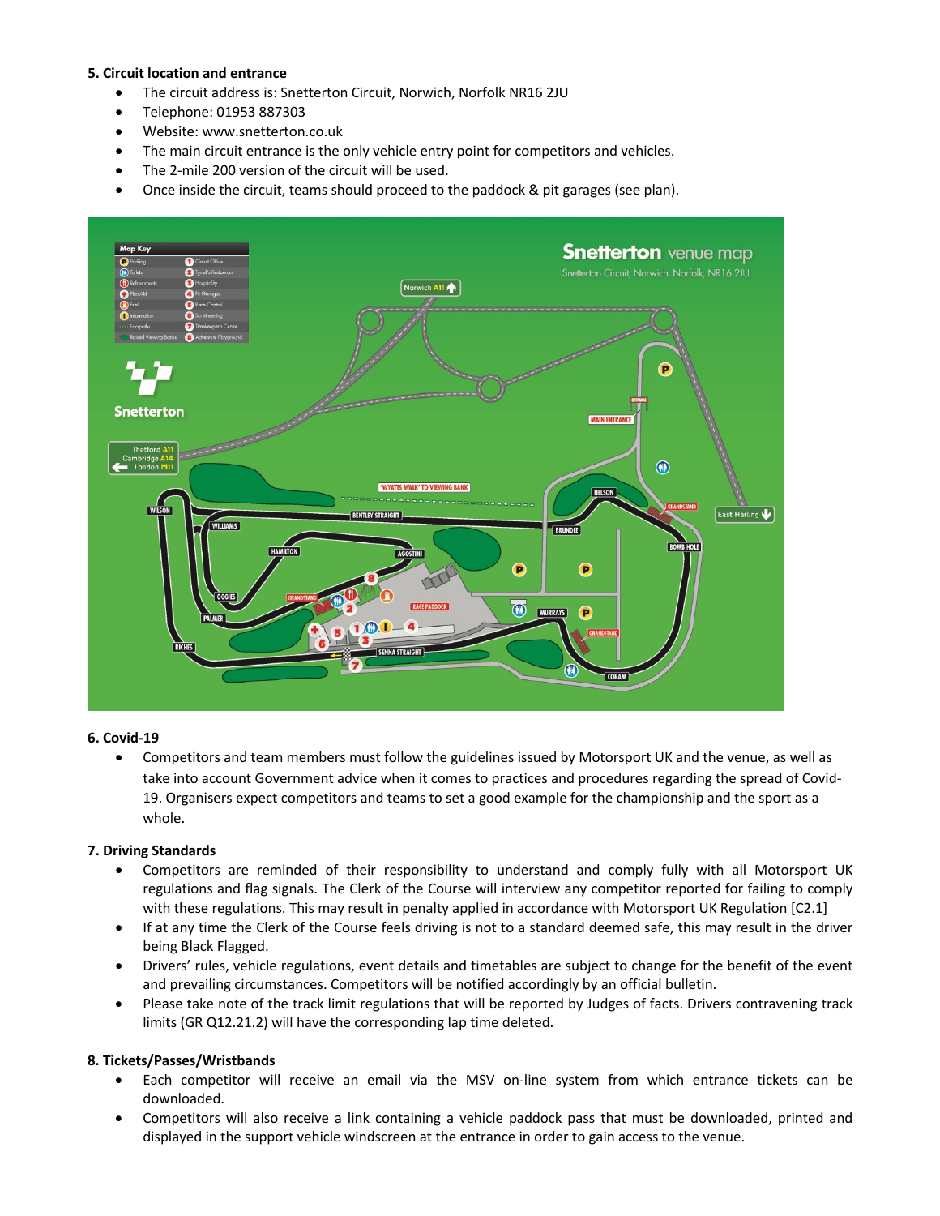**5. Circuit location and entrance**

- The circuit address is: Snetterton Circuit, Norwich, Norfolk NR16 2JU
- Telephone: 01953 887303
- Website: www.snetterton.co.uk
- The main circuit entrance is the only vehicle entry point for competitors and vehicles.
- The 2-mile 200 version of the circuit will be used.
- Once inside the circuit, teams should proceed to the paddock & pit garages (see plan).

**6. Covid-19**

- Competitors and team members must follow the guidelines issued by Motorsport UK and the venue, as well as take into account Government advice when it comes to practices and procedures regarding the spread of Covid-19. Organisers expect competitors and teams to set a good example for the championship and the sport as a whole.

**7. Driving Standards**

- Competitors are reminded of their responsibility to understand and comply fully with all Motorsport UK regulations and flag signals. The Clerk of the Course will interview any competitor reported for failing to comply with these regulations. This may result in penalty applied in accordance with Motorsport UK Regulation [C2.1]
- If at any time the Clerk of the Course feels driving is not to a standard deemed safe, this may result in the driver being Black Flagged.
- Drivers' rules, vehicle regulations, event details and timetables are subject to change for the benefit of the event and prevailing circumstances. Competitors will be notified accordingly by an official bulletin.
- Please take note of the track limit regulations that will be reported by Judges of facts. Drivers contravening track limits (GR Q12.21.2) will have the corresponding lap time deleted.

**8. Tickets/Passes/Wristbands**

- Each competitor will receive an email via the MSV on-line system from which entrance tickets can be downloaded.
- Competitors will also receive a link containing a vehicle paddock pass that must be downloaded, printed and displayed in the support vehicle windscreen at the entrance in order to gain access to the venue.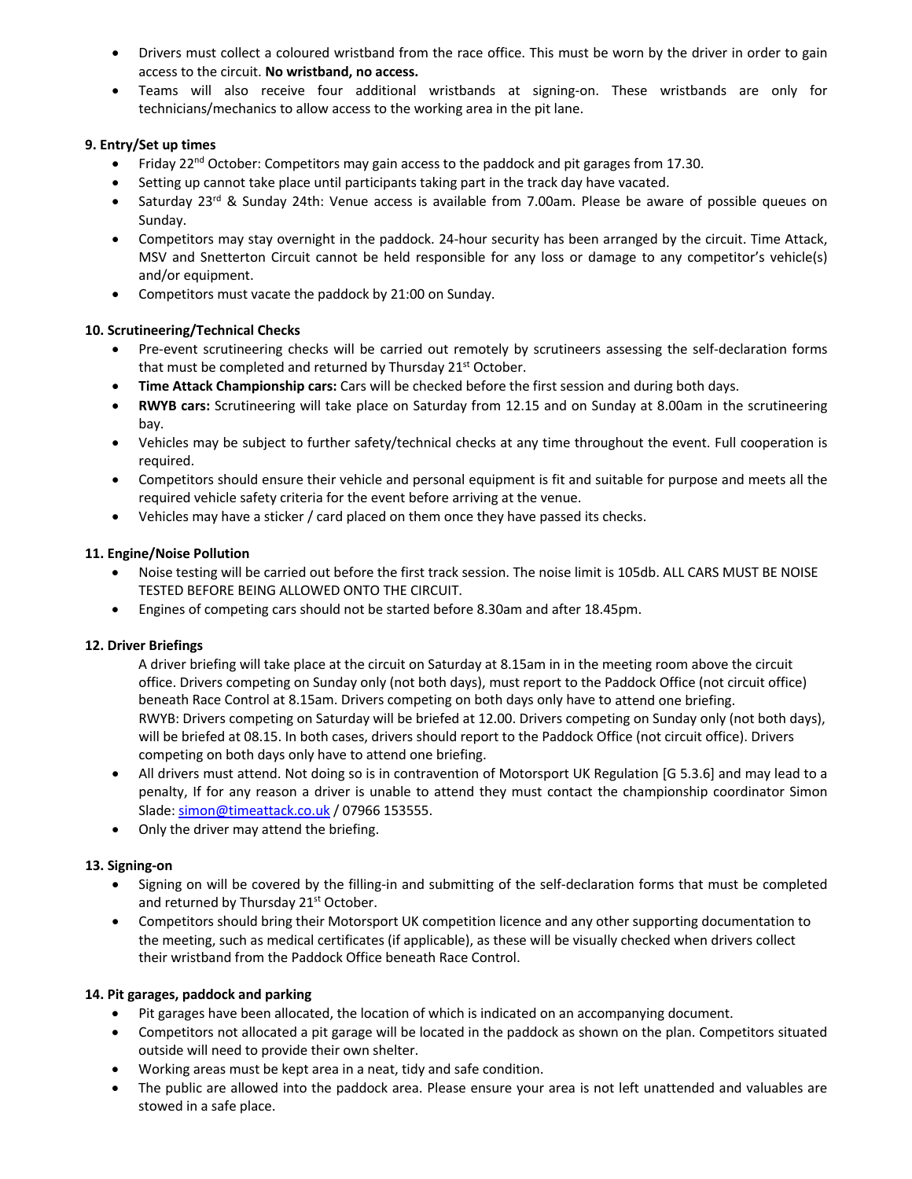- Drivers must collect a coloured wristband from the race office. This must be worn by the driver in order to gain access to the circuit. **No wristband, no access.**
- Teams will also receive four additional wristbands at signing-on. These wristbands are only for technicians/mechanics to allow access to the working area in the pit lane.

**9. Entry/Set up times**

- Friday 22nd October: Competitors may gain access to the paddock and pit garages from 17.30.
- Setting up cannot take place until participants taking part in the track day have vacated.
- Saturday 23rd & Sunday 24th: Venue access is available from 7.00am. Please be aware of possible queues on Sunday.
- Competitors may stay overnight in the paddock. 24-hour security has been arranged by the circuit. Time Attack, MSV and Snetterton Circuit cannot be held responsible for any loss or damage to any competitor's vehicle(s) and/or equipment.
- Competitors must vacate the paddock by 21:00 on Sunday.

**10. Scrutineering/Technical Checks**

- Pre-event scrutineering checks will be carried out remotely by scrutineers assessing the self-declaration forms that must be completed and returned by Thursday 21st October.
- **Time Attack Championship cars:** Cars will be checked before the first session and during both days.
- **RWYB cars:** Scrutineering will take place on Saturday from 12.15 and on Sunday at 8.00am in the scrutineering bay.
- Vehicles may be subject to further safety/technical checks at any time throughout the event. Full cooperation is required.
- Competitors should ensure their vehicle and personal equipment is fit and suitable for purpose and meets all the required vehicle safety criteria for the event before arriving at the venue.
- Vehicles may have a sticker / card placed on them once they have passed its checks.

**11. Engine/Noise Pollution**

- Noise testing will be carried out before the first track session. The noise limit is 105db. ALL CARS MUST BE NOISE TESTED BEFORE BEING ALLOWED ONTO THE CIRCUIT.
- Engines of competing cars should not be started before 8.30am and after 18.45pm.

**12. Driver Briefings**

A driver briefing will take place at the circuit on Saturday at 8.15am in in the meeting room above the circuit office. Drivers competing on Sunday only (not both days), must report to the Paddock Office (not circuit office) beneath Race Control at 8.15am. Drivers competing on both days only have to attend one briefing.
RWYB: Drivers competing on Saturday will be briefed at 12.00. Drivers competing on Sunday only (not both days), will be briefed at 08.15. In both cases, drivers should report to the Paddock Office (not circuit office). Drivers competing on both days only have to attend one briefing.

- All drivers must attend. Not doing so is in contravention of Motorsport UK Regulation [G 5.3.6] and may lead to a penalty, If for any reason a driver is unable to attend they must contact the championship coordinator Simon Slade: simon@timeattack.co.uk / 07966 153555.
- Only the driver may attend the briefing.

**13. Signing-on**

- Signing on will be covered by the filling-in and submitting of the self-declaration forms that must be completed and returned by Thursday 21st October.
- Competitors should bring their Motorsport UK competition licence and any other supporting documentation to the meeting, such as medical certificates (if applicable), as these will be visually checked when drivers collect their wristband from the Paddock Office beneath Race Control.

**14. Pit garages, paddock and parking**

- Pit garages have been allocated, the location of which is indicated on an accompanying document.
- Competitors not allocated a pit garage will be located in the paddock as shown on the plan. Competitors situated outside will need to provide their own shelter.
- Working areas must be kept area in a neat, tidy and safe condition.
- The public are allowed into the paddock area. Please ensure your area is not left unattended and valuables are stowed in a safe place.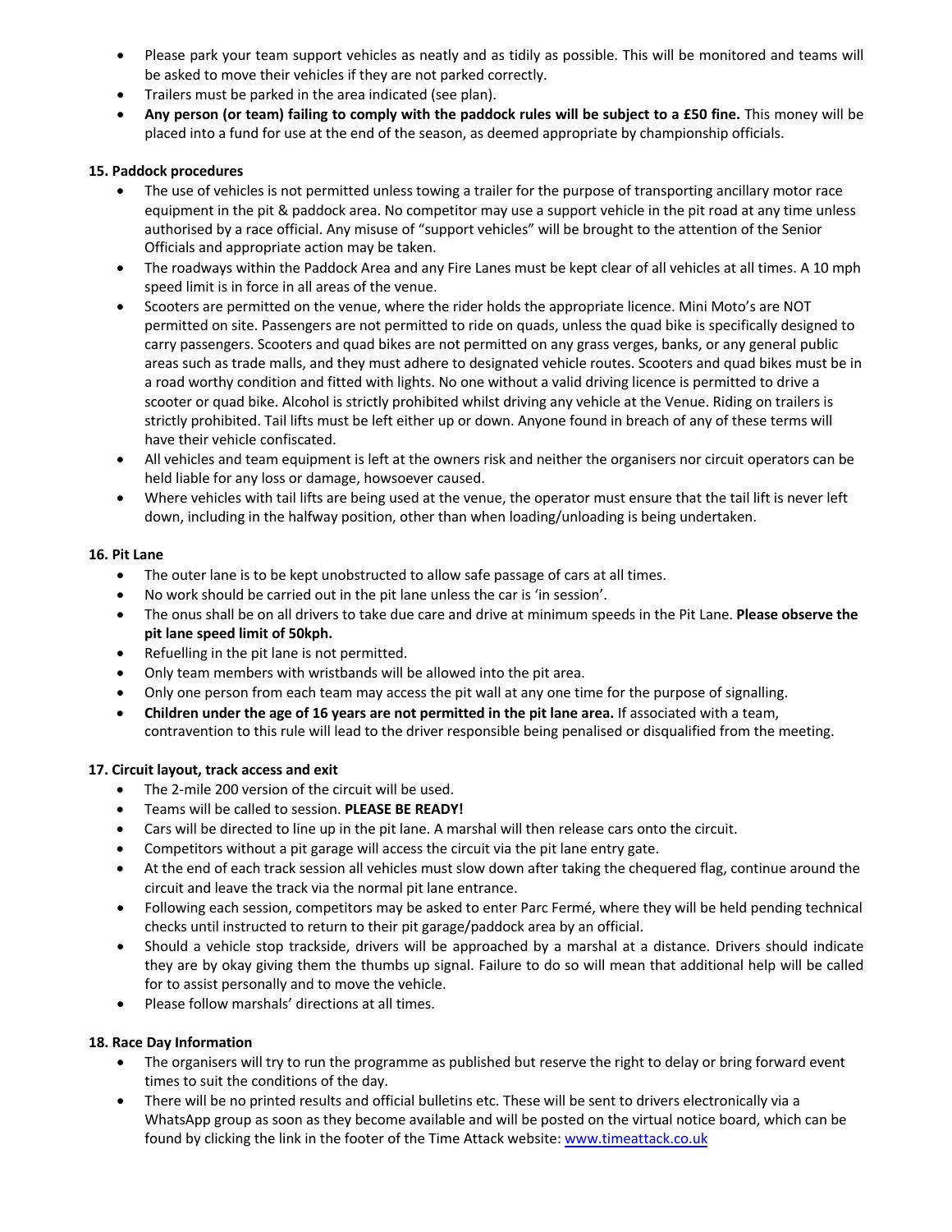- Please park your team support vehicles as neatly and as tidily as possible. This will be monitored and teams will be asked to move their vehicles if they are not parked correctly.
- Trailers must be parked in the area indicated (see plan).
- **Any person (or team) failing to comply with the paddock rules will be subject to a £50 fine.** This money will be placed into a fund for use at the end of the season, as deemed appropriate by championship officials.

**15. Paddock procedures**

- The use of vehicles is not permitted unless towing a trailer for the purpose of transporting ancillary motor race equipment in the pit & paddock area. No competitor may use a support vehicle in the pit road at any time unless authorised by a race official. Any misuse of "support vehicles" will be brought to the attention of the Senior Officials and appropriate action may be taken.
- The roadways within the Paddock Area and any Fire Lanes must be kept clear of all vehicles at all times. A 10 mph speed limit is in force in all areas of the venue.
- Scooters are permitted on the venue, where the rider holds the appropriate licence. Mini Moto's are NOT permitted on site. Passengers are not permitted to ride on quads, unless the quad bike is specifically designed to carry passengers. Scooters and quad bikes are not permitted on any grass verges, banks, or any general public areas such as trade malls, and they must adhere to designated vehicle routes. Scooters and quad bikes must be in a road worthy condition and fitted with lights. No one without a valid driving licence is permitted to drive a scooter or quad bike. Alcohol is strictly prohibited whilst driving any vehicle at the Venue. Riding on trailers is strictly prohibited. Tail lifts must be left either up or down. Anyone found in breach of any of these terms will have their vehicle confiscated.
- All vehicles and team equipment is left at the owners risk and neither the organisers nor circuit operators can be held liable for any loss or damage, howsoever caused.
- Where vehicles with tail lifts are being used at the venue, the operator must ensure that the tail lift is never left down, including in the halfway position, other than when loading/unloading is being undertaken.

**16. Pit Lane**

- The outer lane is to be kept unobstructed to allow safe passage of cars at all times.
- No work should be carried out in the pit lane unless the car is 'in session'.
- The onus shall be on all drivers to take due care and drive at minimum speeds in the Pit Lane. **Please observe the pit lane speed limit of 50kph.**
- Refuelling in the pit lane is not permitted.
- Only team members with wristbands will be allowed into the pit area.
- Only one person from each team may access the pit wall at any one time for the purpose of signalling.
- **Children under the age of 16 years are not permitted in the pit lane area.** If associated with a team, contravention to this rule will lead to the driver responsible being penalised or disqualified from the meeting.

**17. Circuit layout, track access and exit**

- The 2-mile 200 version of the circuit will be used.
- Teams will be called to session. **PLEASE BE READY!**
- Cars will be directed to line up in the pit lane. A marshal will then release cars onto the circuit.
- Competitors without a pit garage will access the circuit via the pit lane entry gate.
- At the end of each track session all vehicles must slow down after taking the chequered flag, continue around the circuit and leave the track via the normal pit lane entrance.
- Following each session, competitors may be asked to enter Parc Fermé, where they will be held pending technical checks until instructed to return to their pit garage/paddock area by an official.
- Should a vehicle stop trackside, drivers will be approached by a marshal at a distance. Drivers should indicate they are by okay giving them the thumbs up signal. Failure to do so will mean that additional help will be called for to assist personally and to move the vehicle.
- Please follow marshals' directions at all times.

**18. Race Day Information**

- The organisers will try to run the programme as published but reserve the right to delay or bring forward event times to suit the conditions of the day.
- There will be no printed results and official bulletins etc. These will be sent to drivers electronically via a WhatsApp group as soon as they become available and will be posted on the virtual notice board, which can be found by clicking the link in the footer of the Time Attack website: [www.timeattack.co.uk](http://www.timeattack.co.uk)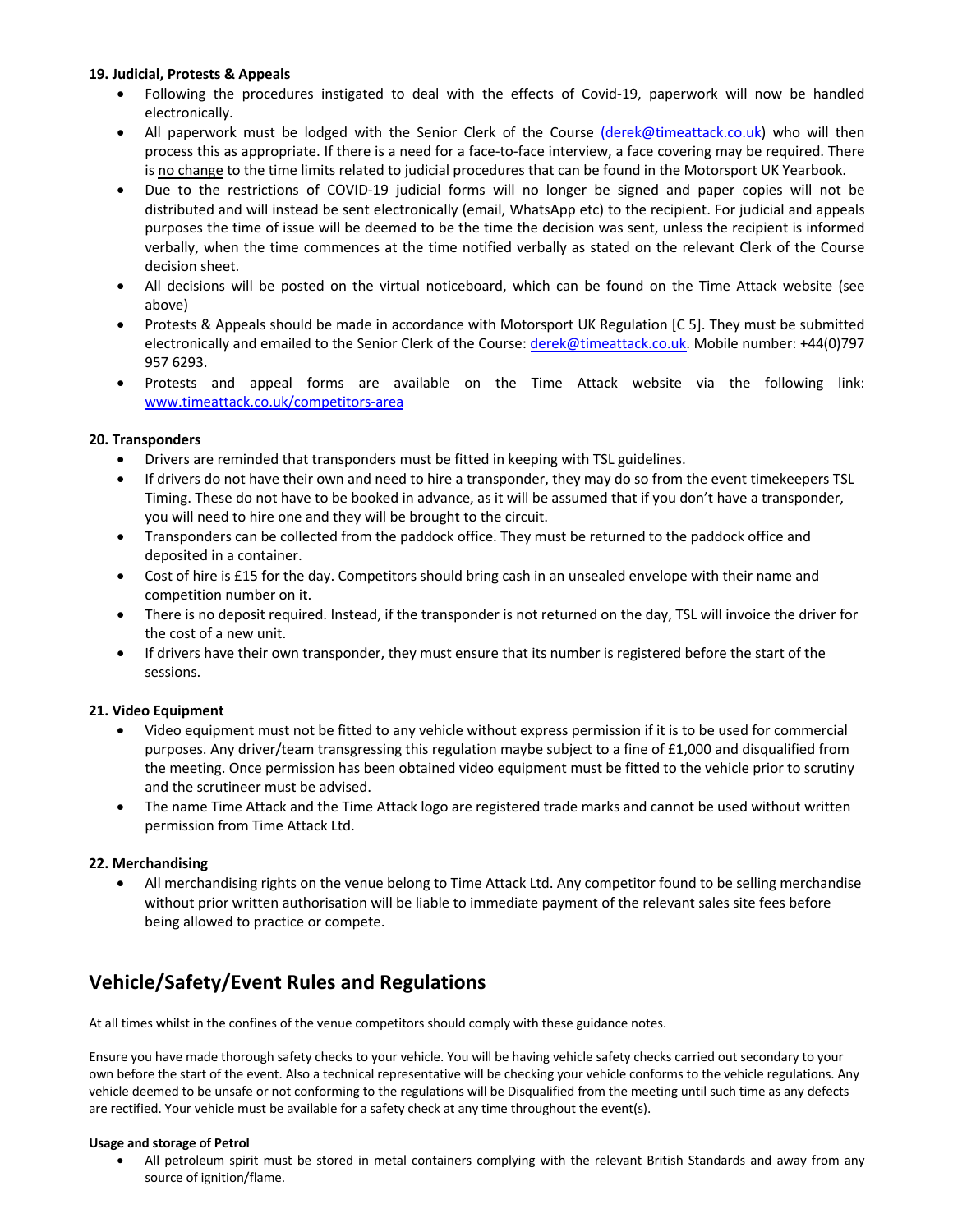**19. Judicial, Protests & Appeals**

- Following the procedures instigated to deal with the effects of Covid-19, paperwork will now be handled electronically.
- All paperwork must be lodged with the Senior Clerk of the Course (derek@timeattack.co.uk) who will then process this as appropriate. If there is a need for a face-to-face interview, a face covering may be required. There is no change to the time limits related to judicial procedures that can be found in the Motorsport UK Yearbook.
- Due to the restrictions of COVID-19 judicial forms will no longer be signed and paper copies will not be distributed and will instead be sent electronically (email, WhatsApp etc) to the recipient. For judicial and appeals purposes the time of issue will be deemed to be the time the decision was sent, unless the recipient is informed verbally, when the time commences at the time notified verbally as stated on the relevant Clerk of the Course decision sheet.
- All decisions will be posted on the virtual noticeboard, which can be found on the Time Attack website (see above)
- Protests & Appeals should be made in accordance with Motorsport UK Regulation [C 5]. They must be submitted electronically and emailed to the Senior Clerk of the Course: derek@timeattack.co.uk. Mobile number: +44(0)797 957 6293.
- Protests and appeal forms are available on the Time Attack website via the following link: www.timeattack.co.uk/competitors-area

**20. Transponders**

- Drivers are reminded that transponders must be fitted in keeping with TSL guidelines.
- If drivers do not have their own and need to hire a transponder, they may do so from the event timekeepers TSL Timing. These do not have to be booked in advance, as it will be assumed that if you don't have a transponder, you will need to hire one and they will be brought to the circuit.
- Transponders can be collected from the paddock office. They must be returned to the paddock office and deposited in a container.
- Cost of hire is £15 for the day. Competitors should bring cash in an unsealed envelope with their name and competition number on it.
- There is no deposit required. Instead, if the transponder is not returned on the day, TSL will invoice the driver for the cost of a new unit.
- If drivers have their own transponder, they must ensure that its number is registered before the start of the sessions.

**21. Video Equipment**

- Video equipment must not be fitted to any vehicle without express permission if it is to be used for commercial purposes. Any driver/team transgressing this regulation maybe subject to a fine of £1,000 and disqualified from the meeting. Once permission has been obtained video equipment must be fitted to the vehicle prior to scrutiny and the scrutineer must be advised.
- The name Time Attack and the Time Attack logo are registered trade marks and cannot be used without written permission from Time Attack Ltd.

**22. Merchandising**

- All merchandising rights on the venue belong to Time Attack Ltd. Any competitor found to be selling merchandise without prior written authorisation will be liable to immediate payment of the relevant sales site fees before being allowed to practice or compete.

## Vehicle/Safety/Event Rules and Regulations

At all times whilst in the confines of the venue competitors should comply with these guidance notes.

Ensure you have made thorough safety checks to your vehicle. You will be having vehicle safety checks carried out secondary to your own before the start of the event. Also a technical representative will be checking your vehicle conforms to the vehicle regulations. Any vehicle deemed to be unsafe or not conforming to the regulations will be Disqualified from the meeting until such time as any defects are rectified. Your vehicle must be available for a safety check at any time throughout the event(s).

**Usage and storage of Petrol**

- All petroleum spirit must be stored in metal containers complying with the relevant British Standards and away from any source of ignition/flame.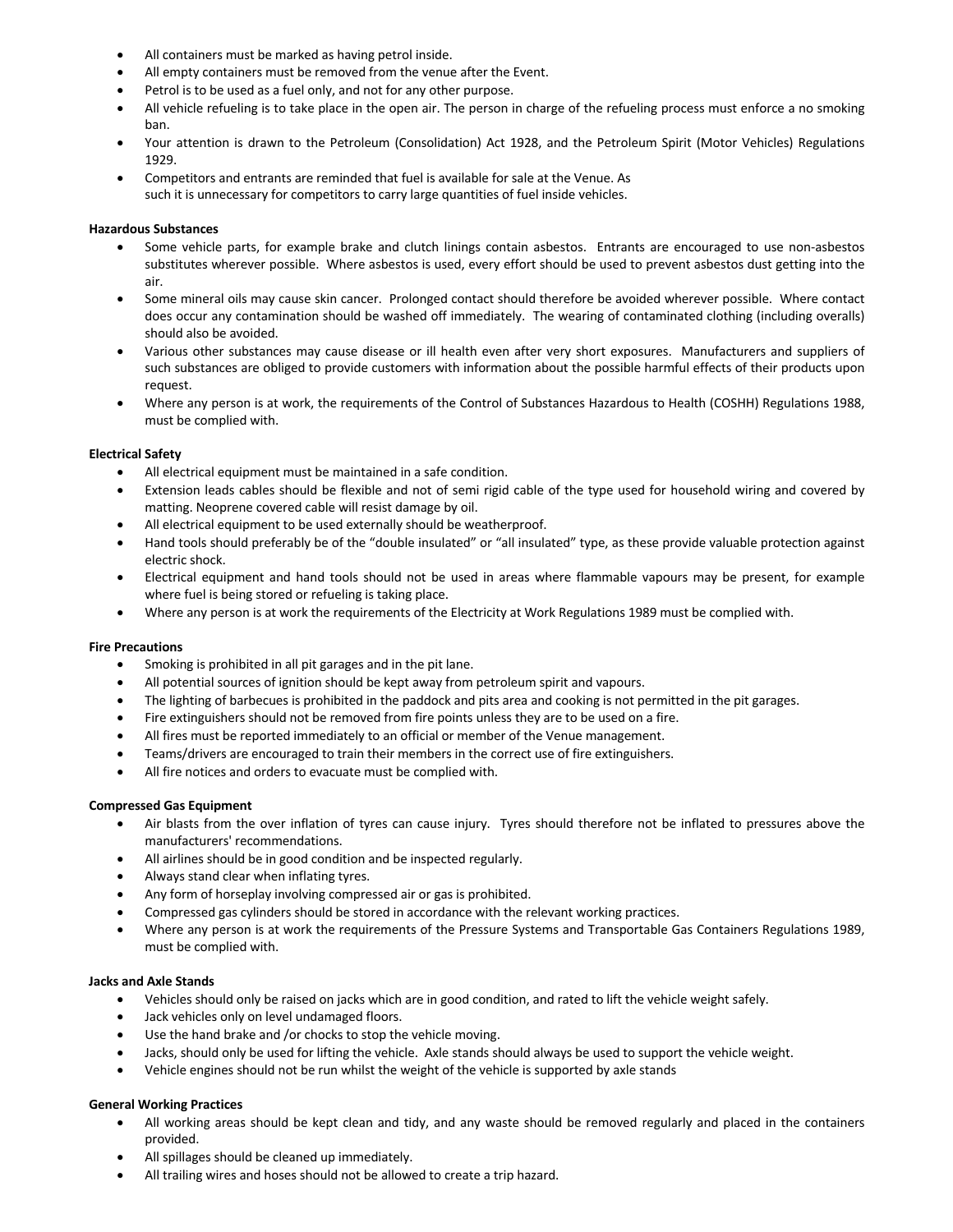- All containers must be marked as having petrol inside.
- All empty containers must be removed from the venue after the Event.
- Petrol is to be used as a fuel only, and not for any other purpose.
- All vehicle refueling is to take place in the open air. The person in charge of the refueling process must enforce a no smoking ban.
- Your attention is drawn to the Petroleum (Consolidation) Act 1928, and the Petroleum Spirit (Motor Vehicles) Regulations 1929.
- Competitors and entrants are reminded that fuel is available for sale at the Venue. As such it is unnecessary for competitors to carry large quantities of fuel inside vehicles.

**Hazardous Substances**

- Some vehicle parts, for example brake and clutch linings contain asbestos. Entrants are encouraged to use non-asbestos substitutes wherever possible. Where asbestos is used, every effort should be used to prevent asbestos dust getting into the air.
- Some mineral oils may cause skin cancer. Prolonged contact should therefore be avoided wherever possible. Where contact does occur any contamination should be washed off immediately. The wearing of contaminated clothing (including overalls) should also be avoided.
- Various other substances may cause disease or ill health even after very short exposures. Manufacturers and suppliers of such substances are obliged to provide customers with information about the possible harmful effects of their products upon request.
- Where any person is at work, the requirements of the Control of Substances Hazardous to Health (COSHH) Regulations 1988, must be complied with.

**Electrical Safety**

- All electrical equipment must be maintained in a safe condition.
- Extension leads cables should be flexible and not of semi rigid cable of the type used for household wiring and covered by matting. Neoprene covered cable will resist damage by oil.
- All electrical equipment to be used externally should be weatherproof.
- Hand tools should preferably be of the “double insulated” or “all insulated” type, as these provide valuable protection against electric shock.
- Electrical equipment and hand tools should not be used in areas where flammable vapours may be present, for example where fuel is being stored or refueling is taking place.
- Where any person is at work the requirements of the Electricity at Work Regulations 1989 must be complied with.

**Fire Precautions**

- Smoking is prohibited in all pit garages and in the pit lane.
- All potential sources of ignition should be kept away from petroleum spirit and vapours.
- The lighting of barbecues is prohibited in the paddock and pits area and cooking is not permitted in the pit garages.
- Fire extinguishers should not be removed from fire points unless they are to be used on a fire.
- All fires must be reported immediately to an official or member of the Venue management.
- Teams/drivers are encouraged to train their members in the correct use of fire extinguishers.
- All fire notices and orders to evacuate must be complied with.

**Compressed Gas Equipment**

- Air blasts from the over inflation of tyres can cause injury. Tyres should therefore not be inflated to pressures above the manufacturers' recommendations.
- All airlines should be in good condition and be inspected regularly.
- Always stand clear when inflating tyres.
- Any form of horseplay involving compressed air or gas is prohibited.
- Compressed gas cylinders should be stored in accordance with the relevant working practices.
- Where any person is at work the requirements of the Pressure Systems and Transportable Gas Containers Regulations 1989, must be complied with.

**Jacks and Axle Stands**

- Vehicles should only be raised on jacks which are in good condition, and rated to lift the vehicle weight safely.
- Jack vehicles only on level undamaged floors.
- Use the hand brake and /or chocks to stop the vehicle moving.
- Jacks, should only be used for lifting the vehicle. Axle stands should always be used to support the vehicle weight.
- Vehicle engines should not be run whilst the weight of the vehicle is supported by axle stands

**General Working Practices**

- All working areas should be kept clean and tidy, and any waste should be removed regularly and placed in the containers provided.
- All spillages should be cleaned up immediately.
- All trailing wires and hoses should not be allowed to create a trip hazard.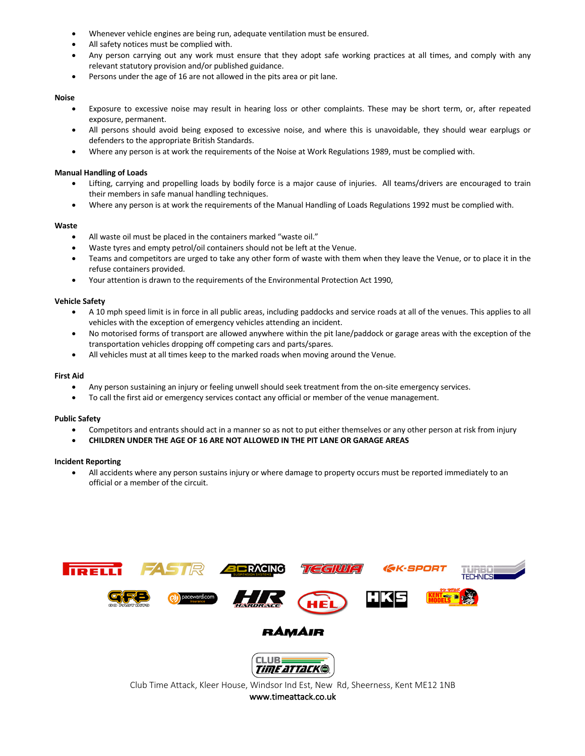- Whenever vehicle engines are being run, adequate ventilation must be ensured.
- All safety notices must be complied with.
- Any person carrying out any work must ensure that they adopt safe working practices at all times, and comply with any relevant statutory provision and/or published guidance.
- Persons under the age of 16 are not allowed in the pits area or pit lane.

**Noise**

- Exposure to excessive noise may result in hearing loss or other complaints. These may be short term, or, after repeated exposure, permanent.
- All persons should avoid being exposed to excessive noise, and where this is unavoidable, they should wear earplugs or defenders to the appropriate British Standards.
- Where any person is at work the requirements of the Noise at Work Regulations 1989, must be complied with.

**Manual Handling of Loads**

- Lifting, carrying and propelling loads by bodily force is a major cause of injuries. All teams/drivers are encouraged to train their members in safe manual handling techniques.
- Where any person is at work the requirements of the Manual Handling of Loads Regulations 1992 must be complied with.

**Waste**

- All waste oil must be placed in the containers marked "waste oil."
- Waste tyres and empty petrol/oil containers should not be left at the Venue.
- Teams and competitors are urged to take any other form of waste with them when they leave the Venue, or to place it in the refuse containers provided.
- Your attention is drawn to the requirements of the Environmental Protection Act 1990,

**Vehicle Safety**

- A 10 mph speed limit is in force in all public areas, including paddocks and service roads at all of the venues. This applies to all vehicles with the exception of emergency vehicles attending an incident.
- No motorised forms of transport are allowed anywhere within the pit lane/paddock or garage areas with the exception of the transportation vehicles dropping off competing cars and parts/spares.
- All vehicles must at all times keep to the marked roads when moving around the Venue.

**First Aid**

- Any person sustaining an injury or feeling unwell should seek treatment from the on-site emergency services.
- To call the first aid or emergency services contact any official or member of the venue management.

**Public Safety**

- Competitors and entrants should act in a manner so as not to put either themselves or any other person at risk from injury
- **CHILDREN UNDER THE AGE OF 16 ARE NOT ALLOWED IN THE PIT LANE OR GARAGE AREAS**

**Incident Reporting**

- All accidents where any person sustains injury or where damage to property occurs must be reported immediately to an official or a member of the circuit.

Club Time Attack, Kleer House, Windsor Ind Est, New Rd, Sheerness, Kent ME12 1NB

www.timeattack.co.uk